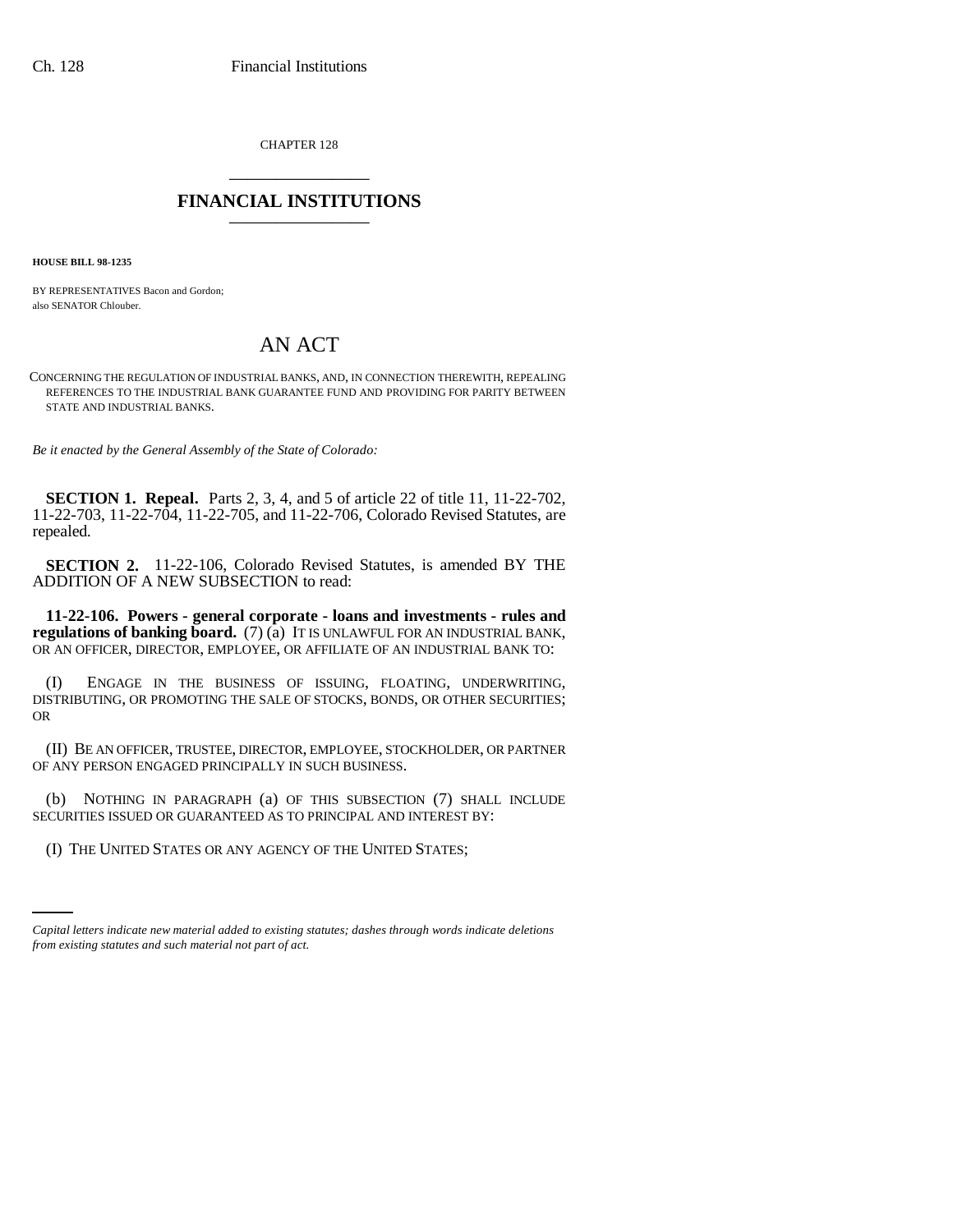CHAPTER 128

# FINANCIAL INSTITUTIONS

**HOUSE BILL 98-1235**

BY REPRESENTATIVES Bacon and Gordon;
also SENATOR Chlouber.

# AN ACT

CONCERNING THE REGULATION OF INDUSTRIAL BANKS, AND, IN CONNECTION THEREWITH, REPEALING REFERENCES TO THE INDUSTRIAL BANK GUARANTEE FUND AND PROVIDING FOR PARITY BETWEEN STATE AND INDUSTRIAL BANKS.

*Be it enacted by the General Assembly of the State of Colorado:*

**SECTION 1. Repeal.** Parts 2, 3, 4, and 5 of article 22 of title 11, 11-22-702, 11-22-703, 11-22-704, 11-22-705, and 11-22-706, Colorado Revised Statutes, are repealed.

**SECTION 2.** 11-22-106, Colorado Revised Statutes, is amended BY THE ADDITION OF A NEW SUBSECTION to read:

**11-22-106. Powers - general corporate - loans and investments - rules and regulations of banking board.** (7) (a) IT IS UNLAWFUL FOR AN INDUSTRIAL BANK, OR AN OFFICER, DIRECTOR, EMPLOYEE, OR AFFILIATE OF AN INDUSTRIAL BANK TO:

(I) ENGAGE IN THE BUSINESS OF ISSUING, FLOATING, UNDERWRITING, DISTRIBUTING, OR PROMOTING THE SALE OF STOCKS, BONDS, OR OTHER SECURITIES; OR

(II) BE AN OFFICER, TRUSTEE, DIRECTOR, EMPLOYEE, STOCKHOLDER, OR PARTNER OF ANY PERSON ENGAGED PRINCIPALLY IN SUCH BUSINESS.

(b) NOTHING IN PARAGRAPH (a) OF THIS SUBSECTION (7) SHALL INCLUDE SECURITIES ISSUED OR GUARANTEED AS TO PRINCIPAL AND INTEREST BY:

(I) THE UNITED STATES OR ANY AGENCY OF THE UNITED STATES;

*Capital letters indicate new material added to existing statutes; dashes through words indicate deletions from existing statutes and such material not part of act.*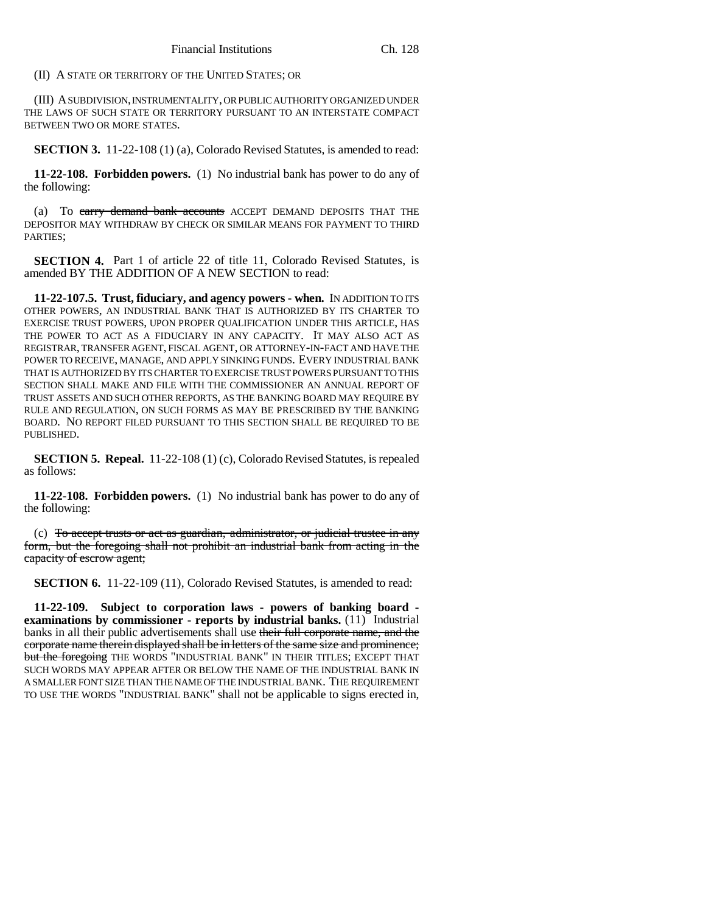(II) A STATE OR TERRITORY OF THE UNITED STATES; OR

(III) A SUBDIVISION, INSTRUMENTALITY, OR PUBLIC AUTHORITY ORGANIZED UNDER THE LAWS OF SUCH STATE OR TERRITORY PURSUANT TO AN INTERSTATE COMPACT BETWEEN TWO OR MORE STATES.

**SECTION 3.** 11-22-108 (1) (a), Colorado Revised Statutes, is amended to read:

**11-22-108. Forbidden powers.** (1) No industrial bank has power to do any of the following:

(a) To ~~carry demand bank accounts~~ ACCEPT DEMAND DEPOSITS THAT THE DEPOSITOR MAY WITHDRAW BY CHECK OR SIMILAR MEANS FOR PAYMENT TO THIRD PARTIES;

**SECTION 4.** Part 1 of article 22 of title 11, Colorado Revised Statutes, is amended BY THE ADDITION OF A NEW SECTION to read:

**11-22-107.5. Trust, fiduciary, and agency powers - when.** IN ADDITION TO ITS OTHER POWERS, AN INDUSTRIAL BANK THAT IS AUTHORIZED BY ITS CHARTER TO EXERCISE TRUST POWERS, UPON PROPER QUALIFICATION UNDER THIS ARTICLE, HAS THE POWER TO ACT AS A FIDUCIARY IN ANY CAPACITY. IT MAY ALSO ACT AS REGISTRAR, TRANSFER AGENT, FISCAL AGENT, OR ATTORNEY-IN-FACT AND HAVE THE POWER TO RECEIVE, MANAGE, AND APPLY SINKING FUNDS. EVERY INDUSTRIAL BANK THAT IS AUTHORIZED BY ITS CHARTER TO EXERCISE TRUST POWERS PURSUANT TO THIS SECTION SHALL MAKE AND FILE WITH THE COMMISSIONER AN ANNUAL REPORT OF TRUST ASSETS AND SUCH OTHER REPORTS, AS THE BANKING BOARD MAY REQUIRE BY RULE AND REGULATION, ON SUCH FORMS AS MAY BE PRESCRIBED BY THE BANKING BOARD. NO REPORT FILED PURSUANT TO THIS SECTION SHALL BE REQUIRED TO BE PUBLISHED.

**SECTION 5. Repeal.** 11-22-108 (1) (c), Colorado Revised Statutes, is repealed as follows:

**11-22-108. Forbidden powers.** (1) No industrial bank has power to do any of the following:

(c) ~~To accept trusts or act as guardian, administrator, or judicial trustee in any form, but the foregoing shall not prohibit an industrial bank from acting in the capacity of escrow agent;~~

**SECTION 6.** 11-22-109 (11), Colorado Revised Statutes, is amended to read:

**11-22-109. Subject to corporation laws - powers of banking board - examinations by commissioner - reports by industrial banks.** (11) Industrial banks in all their public advertisements shall use ~~their full corporate name, and the corporate name therein displayed shall be in letters of the same size and prominence; but the foregoing~~ THE WORDS "INDUSTRIAL BANK" IN THEIR TITLES; EXCEPT THAT SUCH WORDS MAY APPEAR AFTER OR BELOW THE NAME OF THE INDUSTRIAL BANK IN A SMALLER FONT SIZE THAN THE NAME OF THE INDUSTRIAL BANK. THE REQUIREMENT TO USE THE WORDS "INDUSTRIAL BANK" shall not be applicable to signs erected in,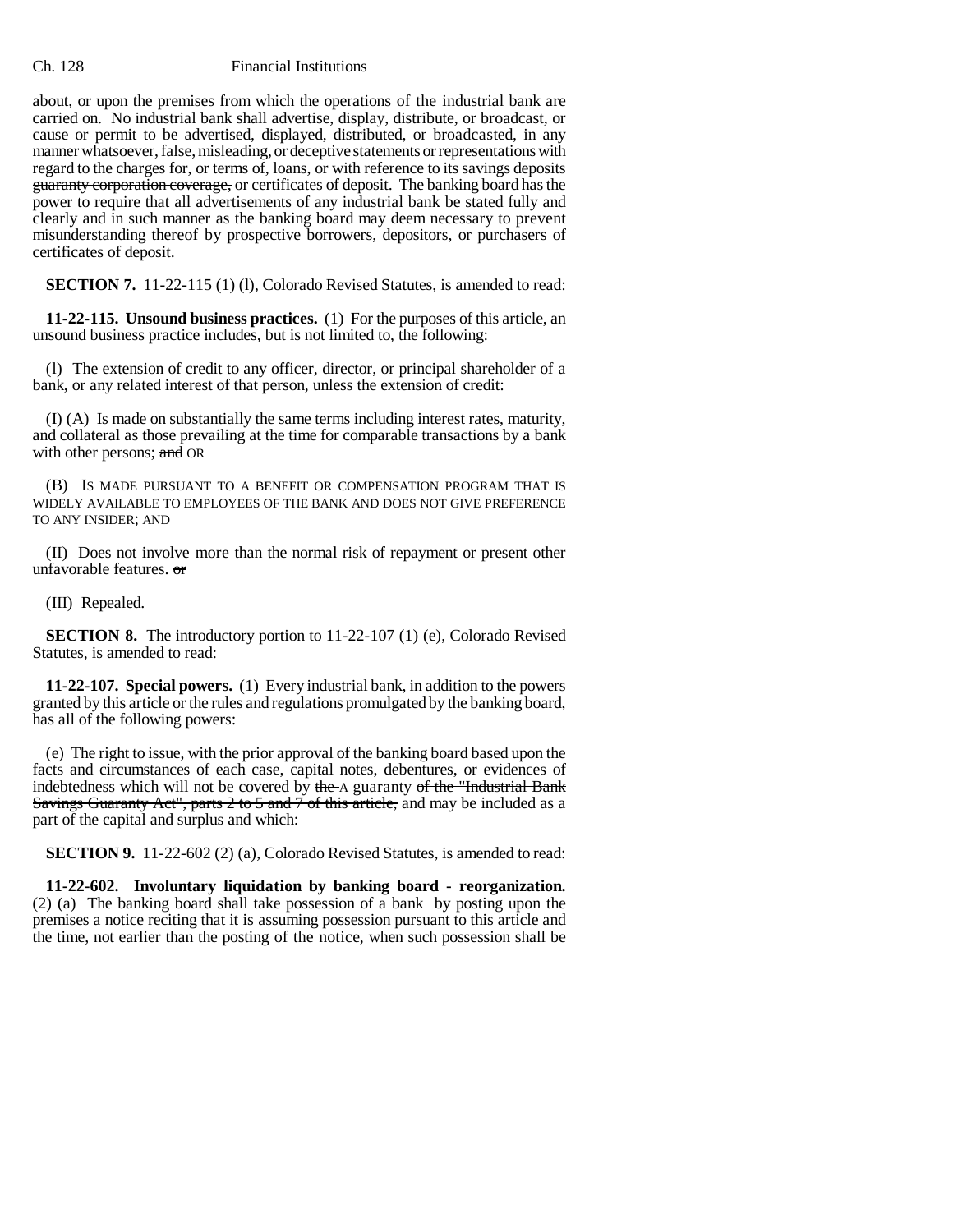about, or upon the premises from which the operations of the industrial bank are carried on. No industrial bank shall advertise, display, distribute, or broadcast, or cause or permit to be advertised, displayed, distributed, or broadcasted, in any manner whatsoever, false, misleading, or deceptive statements or representations with regard to the charges for, or terms of, loans, or with reference to its savings deposits ~~guaranty corporation coverage,~~ or certificates of deposit. The banking board has the power to require that all advertisements of any industrial bank be stated fully and clearly and in such manner as the banking board may deem necessary to prevent misunderstanding thereof by prospective borrowers, depositors, or purchasers of certificates of deposit.

**SECTION 7.** 11-22-115 (1) (l), Colorado Revised Statutes, is amended to read:

**11-22-115. Unsound business practices.** (1) For the purposes of this article, an unsound business practice includes, but is not limited to, the following:

(l) The extension of credit to any officer, director, or principal shareholder of a bank, or any related interest of that person, unless the extension of credit:

(I) (A) Is made on substantially the same terms including interest rates, maturity, and collateral as those prevailing at the time for comparable transactions by a bank with other persons; ~~and~~ OR

(B) IS MADE PURSUANT TO A BENEFIT OR COMPENSATION PROGRAM THAT IS WIDELY AVAILABLE TO EMPLOYEES OF THE BANK AND DOES NOT GIVE PREFERENCE TO ANY INSIDER; AND

(II) Does not involve more than the normal risk of repayment or present other unfavorable features. ~~or~~

(III) Repealed.

**SECTION 8.** The introductory portion to 11-22-107 (1) (e), Colorado Revised Statutes, is amended to read:

**11-22-107. Special powers.** (1) Every industrial bank, in addition to the powers granted by this article or the rules and regulations promulgated by the banking board, has all of the following powers:

(e) The right to issue, with the prior approval of the banking board based upon the facts and circumstances of each case, capital notes, debentures, or evidences of indebtedness which will not be covered by ~~the~~ A guaranty ~~of the "Industrial Bank Savings Guaranty Act", parts 2 to 5 and 7 of this article,~~ and may be included as a part of the capital and surplus and which:

**SECTION 9.** 11-22-602 (2) (a), Colorado Revised Statutes, is amended to read:

**11-22-602. Involuntary liquidation by banking board - reorganization.** (2) (a) The banking board shall take possession of a bank by posting upon the premises a notice reciting that it is assuming possession pursuant to this article and the time, not earlier than the posting of the notice, when such possession shall be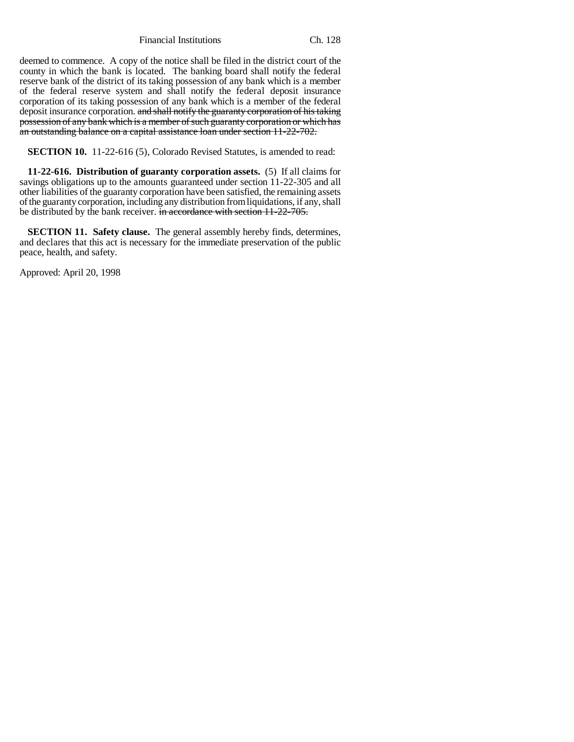deemed to commence. A copy of the notice shall be filed in the district court of the county in which the bank is located. The banking board shall notify the federal reserve bank of the district of its taking possession of any bank which is a member of the federal reserve system and shall notify the federal deposit insurance corporation of its taking possession of any bank which is a member of the federal deposit insurance corporation. ~~and shall notify the guaranty corporation of his taking possession of any bank which is a member of such guaranty corporation or which has an outstanding balance on a capital assistance loan under section 11-22-702.~~

**SECTION 10.** 11-22-616 (5), Colorado Revised Statutes, is amended to read:

**11-22-616. Distribution of guaranty corporation assets.** (5) If all claims for savings obligations up to the amounts guaranteed under section 11-22-305 and all other liabilities of the guaranty corporation have been satisfied, the remaining assets of the guaranty corporation, including any distribution from liquidations, if any, shall be distributed by the bank receiver. ~~in accordance with section 11-22-705.~~

**SECTION 11. Safety clause.** The general assembly hereby finds, determines, and declares that this act is necessary for the immediate preservation of the public peace, health, and safety.

Approved: April 20, 1998